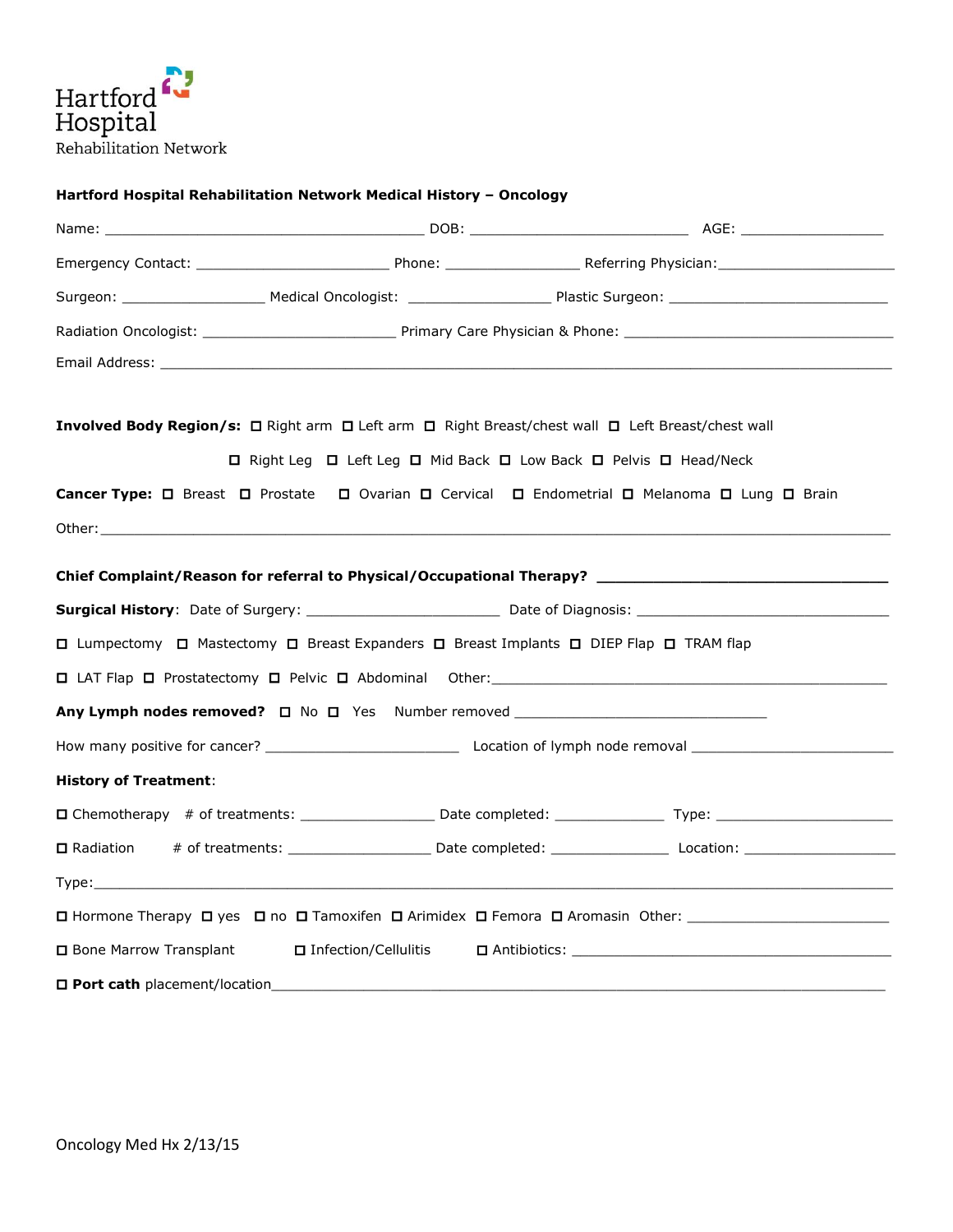Hartford Hospital
Rehabilitation Network

**Hartford Hospital Rehabilitation Network Medical History – Oncology**

Name: ________________________________________ DOB: ___________________________ AGE: __________________

Emergency Contact: ________________________ Phone: ________________ Referring Physician:______________________

Surgeon: __________________ Medical Oncologist: __________________ Plastic Surgeon: ___________________________

Radiation Oncologist: ________________________ Primary Care Physician & Phone: ___________________________________

Email Address: _____________________________________________________________________________________

**Involved Body Region/s:** ☐ Right arm ☐ Left arm ☐ Right Breast/chest wall ☐ Left Breast/chest wall

☐ Right Leg ☐ Left Leg ☐ Mid Back ☐ Low Back ☐ Pelvis ☐ Head/Neck

**Cancer Type:** ☐ Breast ☐ Prostate ☐ Ovarian ☐ Cervical ☐ Endometrial ☐ Melanoma ☐ Lung ☐ Brain

Other:_______________________________________________________________________________________________

**Chief Complaint/Reason for referral to Physical/Occupational Therapy?** _________________________________

**Surgical History**: Date of Surgery: ________________________ Date of Diagnosis: _______________________________

☐ Lumpectomy ☐ Mastectomy ☐ Breast Expanders ☐ Breast Implants ☐ DIEP Flap ☐ TRAM flap

☐ LAT Flap ☐ Prostatectomy ☐ Pelvic ☐ Abdominal Other:__________________________________________________

**Any Lymph nodes removed?** ☐ No ☐ Yes Number removed _______________________________

How many positive for cancer? ________________________ Location of lymph node removal _________________________

**History of Treatment**:

☐ Chemotherapy # of treatments: _________________ Date completed: ______________ Type: ______________________

☐ Radiation # of treatments: __________________ Date completed: _______________ Location: ___________________

Type:________________________________________________________________________________________________

☐ Hormone Therapy ☐ yes ☐ no ☐ Tamoxifen ☐ Arimidex ☐ Femora ☐ Aromasin Other: _________________________

☐ Bone Marrow Transplant ☐ Infection/Cellulitis ☐ Antibiotics: __________________________________________

☐ **Port cath** placement/location___________________________________________________________________________

Oncology Med Hx 2/13/15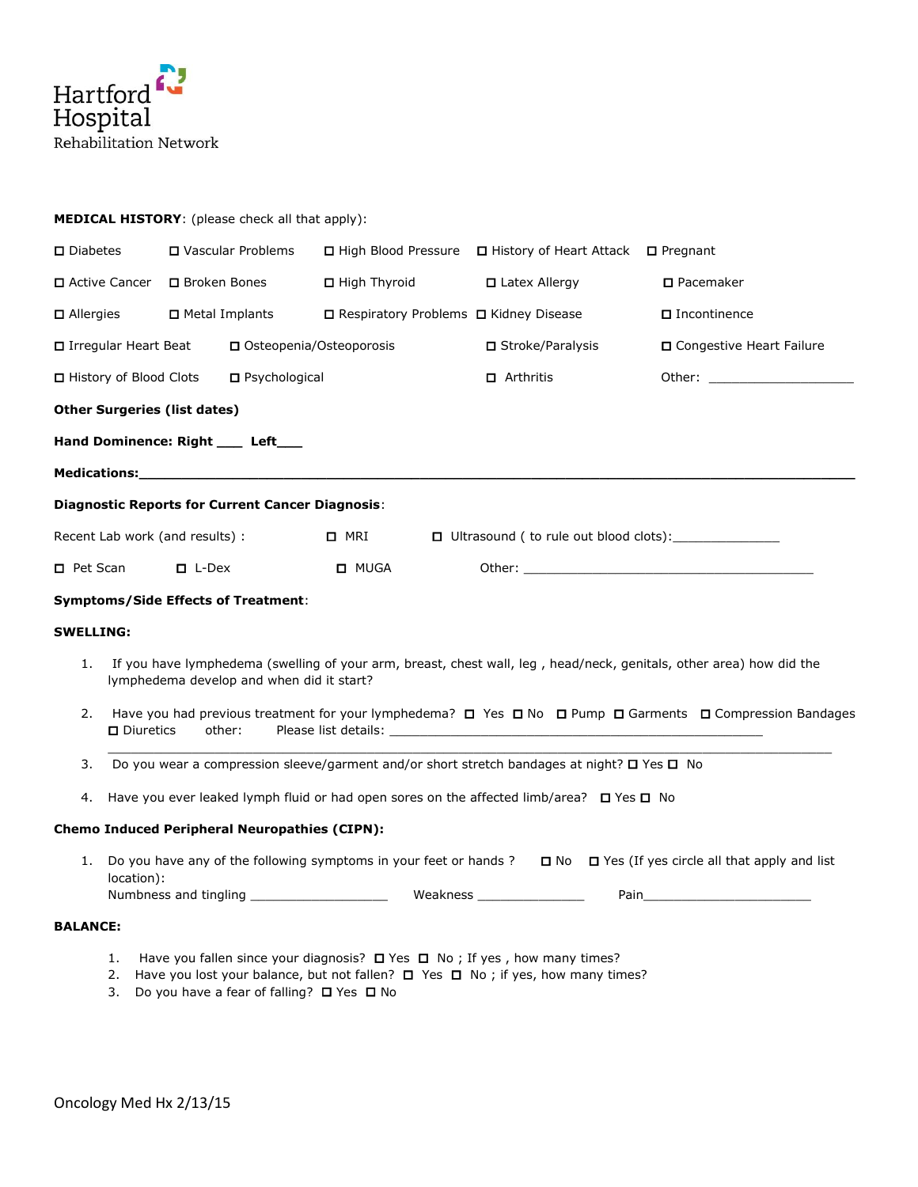Hartford Hospital
Rehabilitation Network

**MEDICAL HISTORY**: (please check all that apply):

| | | | | |
|---|---|---|---|---|
| ☐ Diabetes | ☐ Vascular Problems | ☐ High Blood Pressure | ☐ History of Heart Attack | ☐ Pregnant |
| ☐ Active Cancer | ☐ Broken Bones | ☐ High Thyroid | ☐ Latex Allergy | ☐ Pacemaker |
| ☐ Allergies | ☐ Metal Implants | ☐ Respiratory Problems | ☐ Kidney Disease | ☐ Incontinence |
| ☐ Irregular Heart Beat | ☐ Osteopenia/Osteoporosis | | ☐ Stroke/Paralysis | ☐ Congestive Heart Failure |
| ☐ History of Blood Clots | ☐ Psychological | | ☐ Arthritis | Other: ____________________ |

**Other Surgeries (list dates)**

**Hand Dominence: Right ___ Left___**

**Medications:**____________________________________________________________________________________

**Diagnostic Reports for Current Cancer Diagnosis**:

Recent Lab work (and results) : ☐ MRI ☐ Ultrasound ( to rule out blood clots):_______________

☐ Pet Scan ☐ L-Dex ☐ MUGA Other: ________________________________________

**Symptoms/Side Effects of Treatment**:

**SWELLING:**

1. If you have lymphedema (swelling of your arm, breast, chest wall, leg , head/neck, genitals, other area) how did the lymphedema develop and when did it start?
2. Have you had previous treatment for your lymphedema? ☐ Yes ☐ No ☐ Pump ☐ Garments ☐ Compression Bandages ☐ Diuretics other: Please list details: ____________________________________________________
   ____________________________________________________________________________________________
3. Do you wear a compression sleeve/garment and/or short stretch bandages at night? ☐ Yes ☐ No
4. Have you ever leaked lymph fluid or had open sores on the affected limb/area? ☐ Yes ☐ No

**Chemo Induced Peripheral Neuropathies (CIPN):**

1. Do you have any of the following symptoms in your feet or hands ? ☐ No ☐ Yes (If yes circle all that apply and list location):
   Numbness and tingling ____________________ Weakness _______________ Pain________________________

**BALANCE:**

1. Have you fallen since your diagnosis? ☐ Yes ☐ No ; If yes , how many times?
2. Have you lost your balance, but not fallen? ☐ Yes ☐ No ; if yes, how many times?
3. Do you have a fear of falling? ☐ Yes ☐ No

Oncology Med Hx 2/13/15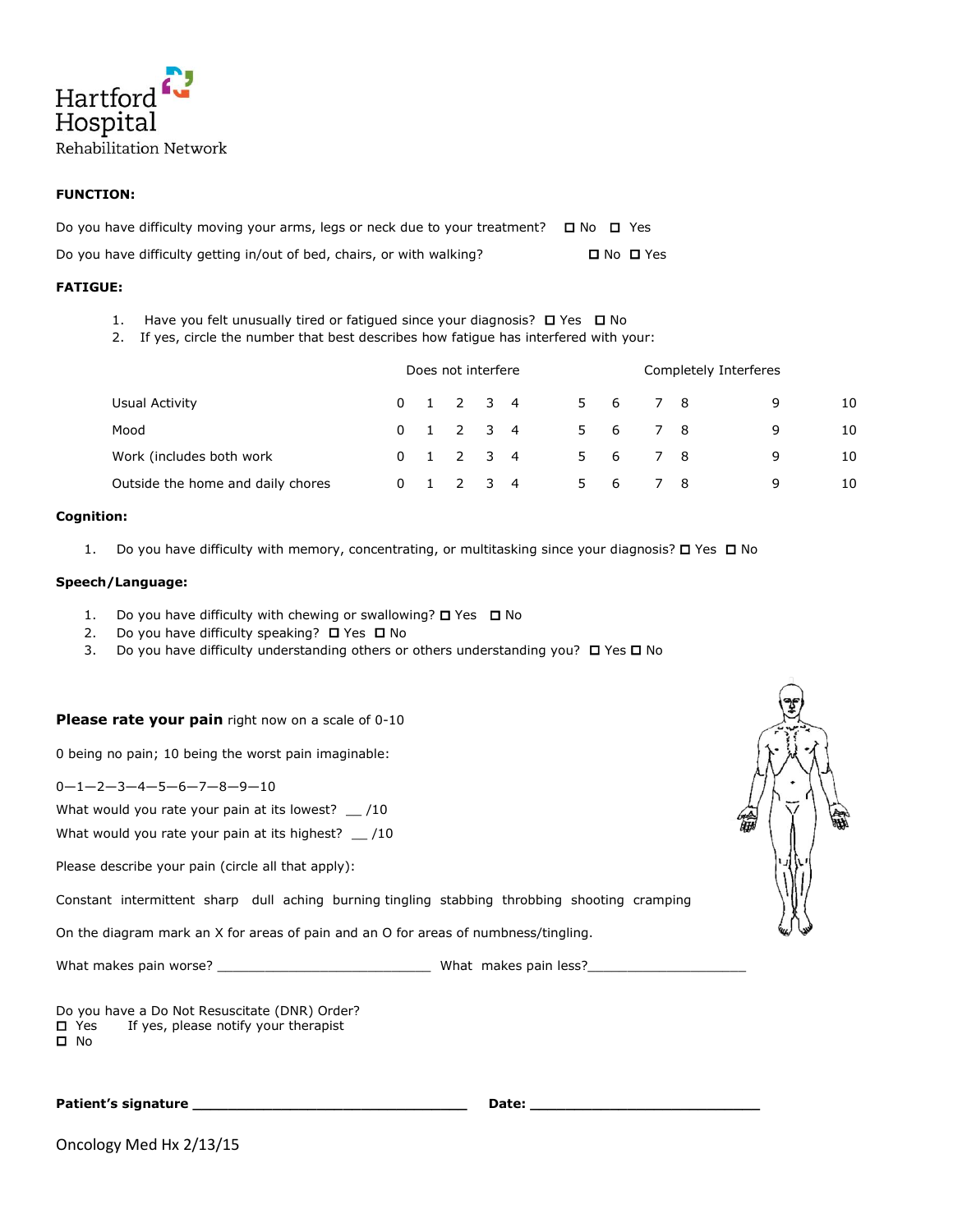Hartford Hospital
Rehabilitation Network

**FUNCTION:**

Do you have difficulty moving your arms, legs or neck due to your treatment? ☐ No ☐ Yes

Do you have difficulty getting in/out of bed, chairs, or with walking? ☐ No ☐ Yes

**FATIGUE:**

1. Have you felt unusually tired or fatigued since your diagnosis? ☐ Yes ☐ No
2. If yes, circle the number that best describes how fatigue has interfered with your:

| | Does not interfere | | | | | | | | | | Completely Interferes |
|---|---|---|---|---|---|---|---|---|---|---|---|
| Usual Activity | 0 | 1 | 2 | 3 | 4 | 5 | 6 | 7 | 8 | 9 | 10 |
| Mood | 0 | 1 | 2 | 3 | 4 | 5 | 6 | 7 | 8 | 9 | 10 |
| Work (includes both work | 0 | 1 | 2 | 3 | 4 | 5 | 6 | 7 | 8 | 9 | 10 |
| Outside the home and daily chores | 0 | 1 | 2 | 3 | 4 | 5 | 6 | 7 | 8 | 9 | 10 |

**Cognition:**

1. Do you have difficulty with memory, concentrating, or multitasking since your diagnosis? ☐ Yes ☐ No

**Speech/Language:**

1. Do you have difficulty with chewing or swallowing? ☐ Yes ☐ No
2. Do you have difficulty speaking? ☐ Yes ☐ No
3. Do you have difficulty understanding others or others understanding you? ☐ Yes ☐ No

**Please rate your pain** right now on a scale of 0-10

0 being no pain; 10 being the worst pain imaginable:

0—1—2—3—4—5—6—7—8—9—10

What would you rate your pain at its lowest? __ /10

What would you rate your pain at its highest? __ /10

Please describe your pain (circle all that apply):

Constant intermittent sharp dull aching burning tingling stabbing throbbing shooting cramping

On the diagram mark an X for areas of pain and an O for areas of numbness/tingling.

What makes pain worse? ____________________________ What makes pain less?_____________________

Do you have a Do Not Resuscitate (DNR) Order?
☐ Yes If yes, please notify your therapist
☐ No

**Patient's signature** ___________________________________ **Date:** _____________________________

Oncology Med Hx 2/13/15